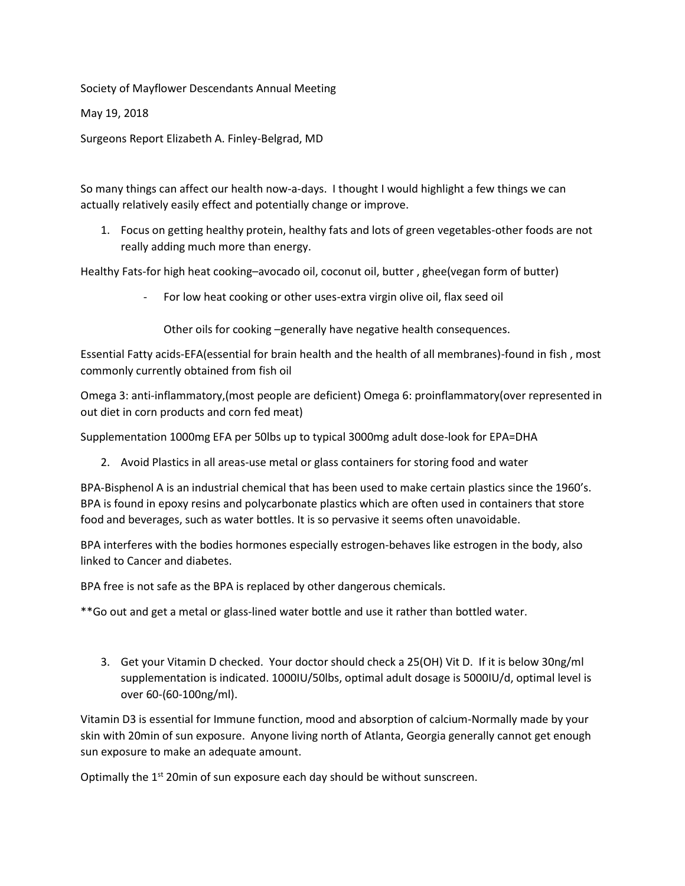Society of Mayflower Descendants Annual Meeting

May 19, 2018

Surgeons Report Elizabeth A. Finley-Belgrad, MD

So many things can affect our health now-a-days. I thought I would highlight a few things we can actually relatively easily effect and potentially change or improve.

1. Focus on getting healthy protein, healthy fats and lots of green vegetables-other foods are not really adding much more than energy.

Healthy Fats-for high heat cooking–avocado oil, coconut oil, butter , ghee(vegan form of butter)

- For low heat cooking or other uses-extra virgin olive oil, flax seed oil

  Other oils for cooking –generally have negative health consequences.

Essential Fatty acids-EFA(essential for brain health and the health of all membranes)-found in fish , most commonly currently obtained from fish oil

Omega 3: anti-inflammatory,(most people are deficient) Omega 6: proinflammatory(over represented in out diet in corn products and corn fed meat)

Supplementation 1000mg EFA per 50lbs up to typical 3000mg adult dose-look for EPA=DHA

2. Avoid Plastics in all areas-use metal or glass containers for storing food and water

BPA-Bisphenol A is an industrial chemical that has been used to make certain plastics since the 1960's. BPA is found in epoxy resins and polycarbonate plastics which are often used in containers that store food and beverages, such as water bottles. It is so pervasive it seems often unavoidable.

BPA interferes with the bodies hormones especially estrogen-behaves like estrogen in the body, also linked to Cancer and diabetes.

BPA free is not safe as the BPA is replaced by other dangerous chemicals.

**Go out and get a metal or glass-lined water bottle and use it rather than bottled water.

3. Get your Vitamin D checked. Your doctor should check a 25(OH) Vit D. If it is below 30ng/ml supplementation is indicated. 1000IU/50lbs, optimal adult dosage is 5000IU/d, optimal level is over 60-(60-100ng/ml).

Vitamin D3 is essential for Immune function, mood and absorption of calcium-Normally made by your skin with 20min of sun exposure. Anyone living north of Atlanta, Georgia generally cannot get enough sun exposure to make an adequate amount.

Optimally the 1st 20min of sun exposure each day should be without sunscreen.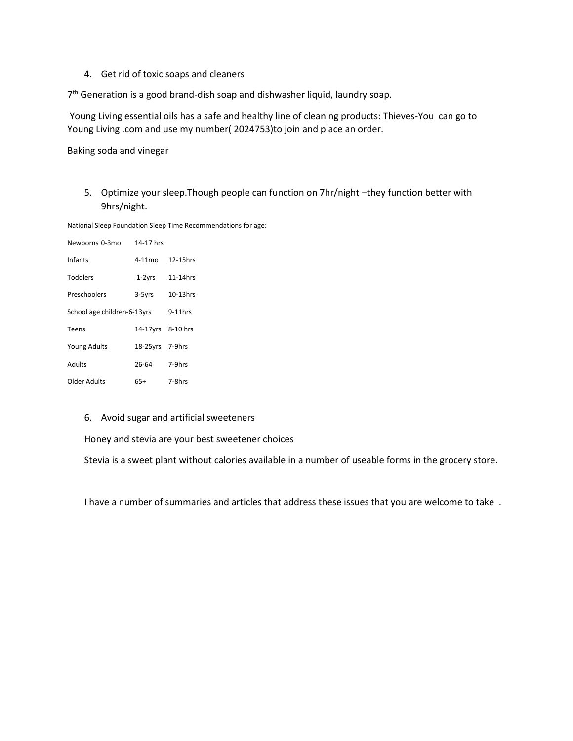4. Get rid of toxic soaps and cleaners

7th Generation is a good brand-dish soap and dishwasher liquid, laundry soap.

Young Living essential oils has a safe and healthy line of cleaning products: Thieves-You can go to Young Living .com and use my number( 2024753)to join and place an order.

Baking soda and vinegar

5. Optimize your sleep.Though people can function on 7hr/night –they function better with 9hrs/night.

National Sleep Foundation Sleep Time Recommendations for age:

| | | |
|---|---|---|
| Newborns 0-3mo | 14-17 hrs | |
| Infants | 4-11mo | 12-15hrs |
| Toddlers | 1-2yrs | 11-14hrs |
| Preschoolers | 3-5yrs | 10-13hrs |
| School age children-6-13yrs | | 9-11hrs |
| Teens | 14-17yrs | 8-10 hrs |
| Young Adults | 18-25yrs | 7-9hrs |
| Adults | 26-64 | 7-9hrs |
| Older Adults | 65+ | 7-8hrs |

6. Avoid sugar and artificial sweeteners

Honey and stevia are your best sweetener choices

Stevia is a sweet plant without calories available in a number of useable forms in the grocery store.

I have a number of summaries and articles that address these issues that you are welcome to take .